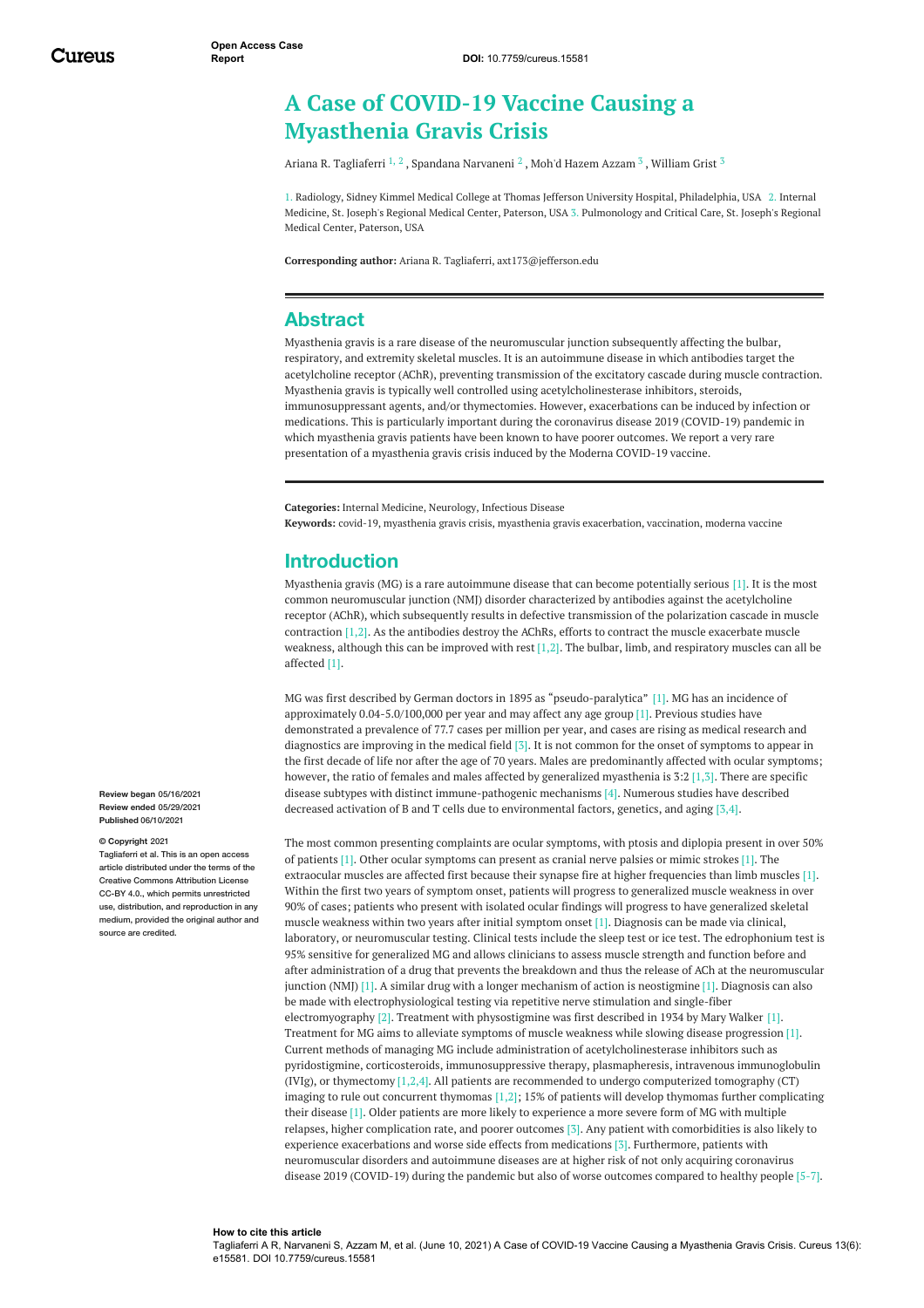Open Access Case Report

DOI: 10.7759/cureus.15581

# A Case of COVID-19 Vaccine Causing a Myasthenia Gravis Crisis

Ariana R. Tagliaferri [1, 2], Spandana Narvaneni [2], Moh'd Hazem Azzam [3], William Grist [3]

1. Radiology, Sidney Kimmel Medical College at Thomas Jefferson University Hospital, Philadelphia, USA 2. Internal Medicine, St. Joseph's Regional Medical Center, Paterson, USA 3. Pulmonology and Critical Care, St. Joseph's Regional Medical Center, Paterson, USA

**Corresponding author:** Ariana R. Tagliaferri, axt173@jefferson.edu

**Review began** 05/16/2021
**Review ended** 05/29/2021
**Published** 06/10/2021

**© Copyright** 2021
Tagliaferri et al. This is an open access article distributed under the terms of the Creative Commons Attribution License CC-BY 4.0., which permits unrestricted use, distribution, and reproduction in any medium, provided the original author and source are credited.

## Abstract

Myasthenia gravis is a rare disease of the neuromuscular junction subsequently affecting the bulbar, respiratory, and extremity skeletal muscles. It is an autoimmune disease in which antibodies target the acetylcholine receptor (AChR), preventing transmission of the excitatory cascade during muscle contraction. Myasthenia gravis is typically well controlled using acetylcholinesterase inhibitors, steroids, immunosuppressant agents, and/or thymectomies. However, exacerbations can be induced by infection or medications. This is particularly important during the coronavirus disease 2019 (COVID-19) pandemic in which myasthenia gravis patients have been known to have poorer outcomes. We report a very rare presentation of a myasthenia gravis crisis induced by the Moderna COVID-19 vaccine.

**Categories:** Internal Medicine, Neurology, Infectious Disease
**Keywords:** covid-19, myasthenia gravis crisis, myasthenia gravis exacerbation, vaccination, moderna vaccine

## Introduction

Myasthenia gravis (MG) is a rare autoimmune disease that can become potentially serious [1]. It is the most common neuromuscular junction (NMJ) disorder characterized by antibodies against the acetylcholine receptor (AChR), which subsequently results in defective transmission of the polarization cascade in muscle contraction [1,2]. As the antibodies destroy the AChRs, efforts to contract the muscle exacerbate muscle weakness, although this can be improved with rest [1,2]. The bulbar, limb, and respiratory muscles can all be affected [1].

MG was first described by German doctors in 1895 as "pseudo-paralytica" [1]. MG has an incidence of approximately 0.04-5.0/100,000 per year and may affect any age group [1]. Previous studies have demonstrated a prevalence of 77.7 cases per million per year, and cases are rising as medical research and diagnostics are improving in the medical field [3]. It is not common for the onset of symptoms to appear in the first decade of life nor after the age of 70 years. Males are predominantly affected with ocular symptoms; however, the ratio of females and males affected by generalized myasthenia is 3:2 [1,3]. There are specific disease subtypes with distinct immune-pathogenic mechanisms [4]. Numerous studies have described decreased activation of B and T cells due to environmental factors, genetics, and aging [3,4].

The most common presenting complaints are ocular symptoms, with ptosis and diplopia present in over 50% of patients [1]. Other ocular symptoms can present as cranial nerve palsies or mimic strokes [1]. The extraocular muscles are affected first because their synapse fire at higher frequencies than limb muscles [1]. Within the first two years of symptom onset, patients will progress to generalized muscle weakness in over 90% of cases; patients who present with isolated ocular findings will progress to have generalized skeletal muscle weakness within two years after initial symptom onset [1]. Diagnosis can be made via clinical, laboratory, or neuromuscular testing. Clinical tests include the sleep test or ice test. The edrophonium test is 95% sensitive for generalized MG and allows clinicians to assess muscle strength and function before and after administration of a drug that prevents the breakdown and thus the release of ACh at the neuromuscular junction (NMJ) [1]. A similar drug with a longer mechanism of action is neostigmine [1]. Diagnosis can also be made with electrophysiological testing via repetitive nerve stimulation and single-fiber electromyography [2]. Treatment with physostigmine was first described in 1934 by Mary Walker [1]. Treatment for MG aims to alleviate symptoms of muscle weakness while slowing disease progression [1]. Current methods of managing MG include administration of acetylcholinesterase inhibitors such as pyridostigmine, corticosteroids, immunosuppressive therapy, plasmapheresis, intravenous immunoglobulin (IVIg), or thymectomy [1,2,4]. All patients are recommended to undergo computerized tomography (CT) imaging to rule out concurrent thymomas [1,2]; 15% of patients will develop thymomas further complicating their disease [1]. Older patients are more likely to experience a more severe form of MG with multiple relapses, higher complication rate, and poorer outcomes [3]. Any patient with comorbidities is also likely to experience exacerbations and worse side effects from medications [3]. Furthermore, patients with neuromuscular disorders and autoimmune diseases are at higher risk of not only acquiring coronavirus disease 2019 (COVID-19) during the pandemic but also of worse outcomes compared to healthy people [5-7].

**How to cite this article**
Tagliaferri A R, Narvaneni S, Azzam M, et al. (June 10, 2021) A Case of COVID-19 Vaccine Causing a Myasthenia Gravis Crisis. Cureus 13(6): e15581. DOI 10.7759/cureus.15581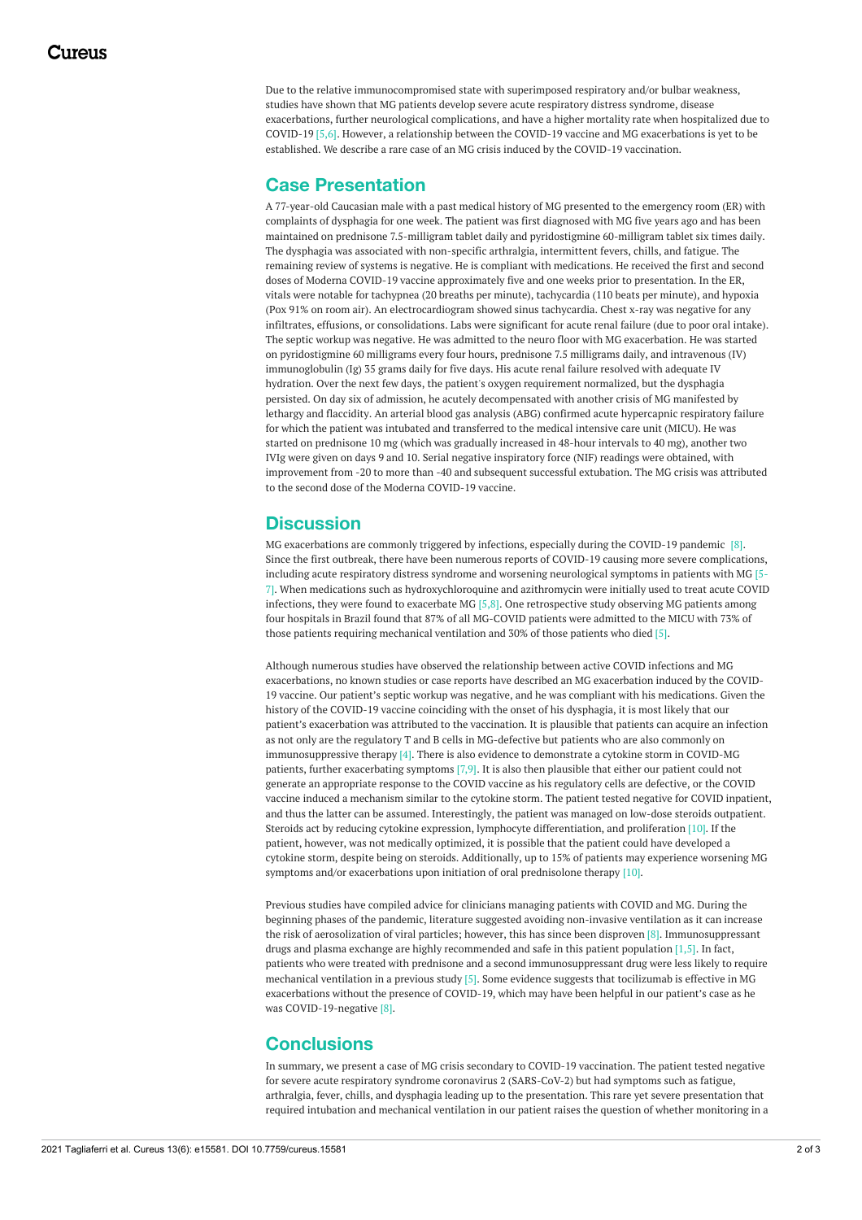Due to the relative immunocompromised state with superimposed respiratory and/or bulbar weakness, studies have shown that MG patients develop severe acute respiratory distress syndrome, disease exacerbations, further neurological complications, and have a higher mortality rate when hospitalized due to COVID-19 [5,6]. However, a relationship between the COVID-19 vaccine and MG exacerbations is yet to be established. We describe a rare case of an MG crisis induced by the COVID-19 vaccination.

## Case Presentation

A 77-year-old Caucasian male with a past medical history of MG presented to the emergency room (ER) with complaints of dysphagia for one week. The patient was first diagnosed with MG five years ago and has been maintained on prednisone 7.5-milligram tablet daily and pyridostigmine 60-milligram tablet six times daily. The dysphagia was associated with non-specific arthralgia, intermittent fevers, chills, and fatigue. The remaining review of systems is negative. He is compliant with medications. He received the first and second doses of Moderna COVID-19 vaccine approximately five and one weeks prior to presentation. In the ER, vitals were notable for tachypnea (20 breaths per minute), tachycardia (110 beats per minute), and hypoxia (Pox 91% on room air). An electrocardiogram showed sinus tachycardia. Chest x-ray was negative for any infiltrates, effusions, or consolidations. Labs were significant for acute renal failure (due to poor oral intake). The septic workup was negative. He was admitted to the neuro floor with MG exacerbation. He was started on pyridostigmine 60 milligrams every four hours, prednisone 7.5 milligrams daily, and intravenous (IV) immunoglobulin (Ig) 35 grams daily for five days. His acute renal failure resolved with adequate IV hydration. Over the next few days, the patient's oxygen requirement normalized, but the dysphagia persisted. On day six of admission, he acutely decompensated with another crisis of MG manifested by lethargy and flaccidity. An arterial blood gas analysis (ABG) confirmed acute hypercapnic respiratory failure for which the patient was intubated and transferred to the medical intensive care unit (MICU). He was started on prednisone 10 mg (which was gradually increased in 48-hour intervals to 40 mg), another two IVIg were given on days 9 and 10. Serial negative inspiratory force (NIF) readings were obtained, with improvement from -20 to more than -40 and subsequent successful extubation. The MG crisis was attributed to the second dose of the Moderna COVID-19 vaccine.

## Discussion

MG exacerbations are commonly triggered by infections, especially during the COVID-19 pandemic [8]. Since the first outbreak, there have been numerous reports of COVID-19 causing more severe complications, including acute respiratory distress syndrome and worsening neurological symptoms in patients with MG [5-7]. When medications such as hydroxychloroquine and azithromycin were initially used to treat acute COVID infections, they were found to exacerbate MG [5,8]. One retrospective study observing MG patients among four hospitals in Brazil found that 87% of all MG-COVID patients were admitted to the MICU with 73% of those patients requiring mechanical ventilation and 30% of those patients who died [5].

Although numerous studies have observed the relationship between active COVID infections and MG exacerbations, no known studies or case reports have described an MG exacerbation induced by the COVID-19 vaccine. Our patient's septic workup was negative, and he was compliant with his medications. Given the history of the COVID-19 vaccine coinciding with the onset of his dysphagia, it is most likely that our patient's exacerbation was attributed to the vaccination. It is plausible that patients can acquire an infection as not only are the regulatory T and B cells in MG-defective but patients who are also commonly on immunosuppressive therapy [4]. There is also evidence to demonstrate a cytokine storm in COVID-MG patients, further exacerbating symptoms [7,9]. It is also then plausible that either our patient could not generate an appropriate response to the COVID vaccine as his regulatory cells are defective, or the COVID vaccine induced a mechanism similar to the cytokine storm. The patient tested negative for COVID inpatient, and thus the latter can be assumed. Interestingly, the patient was managed on low-dose steroids outpatient. Steroids act by reducing cytokine expression, lymphocyte differentiation, and proliferation [10]. If the patient, however, was not medically optimized, it is possible that the patient could have developed a cytokine storm, despite being on steroids. Additionally, up to 15% of patients may experience worsening MG symptoms and/or exacerbations upon initiation of oral prednisolone therapy [10].

Previous studies have compiled advice for clinicians managing patients with COVID and MG. During the beginning phases of the pandemic, literature suggested avoiding non-invasive ventilation as it can increase the risk of aerosolization of viral particles; however, this has since been disproven [8]. Immunosuppressant drugs and plasma exchange are highly recommended and safe in this patient population [1,5]. In fact, patients who were treated with prednisone and a second immunosuppressant drug were less likely to require mechanical ventilation in a previous study [5]. Some evidence suggests that tocilizumab is effective in MG exacerbations without the presence of COVID-19, which may have been helpful in our patient's case as he was COVID-19-negative [8].

## Conclusions

In summary, we present a case of MG crisis secondary to COVID-19 vaccination. The patient tested negative for severe acute respiratory syndrome coronavirus 2 (SARS-CoV-2) but had symptoms such as fatigue, arthralgia, fever, chills, and dysphagia leading up to the presentation. This rare yet severe presentation that required intubation and mechanical ventilation in our patient raises the question of whether monitoring in a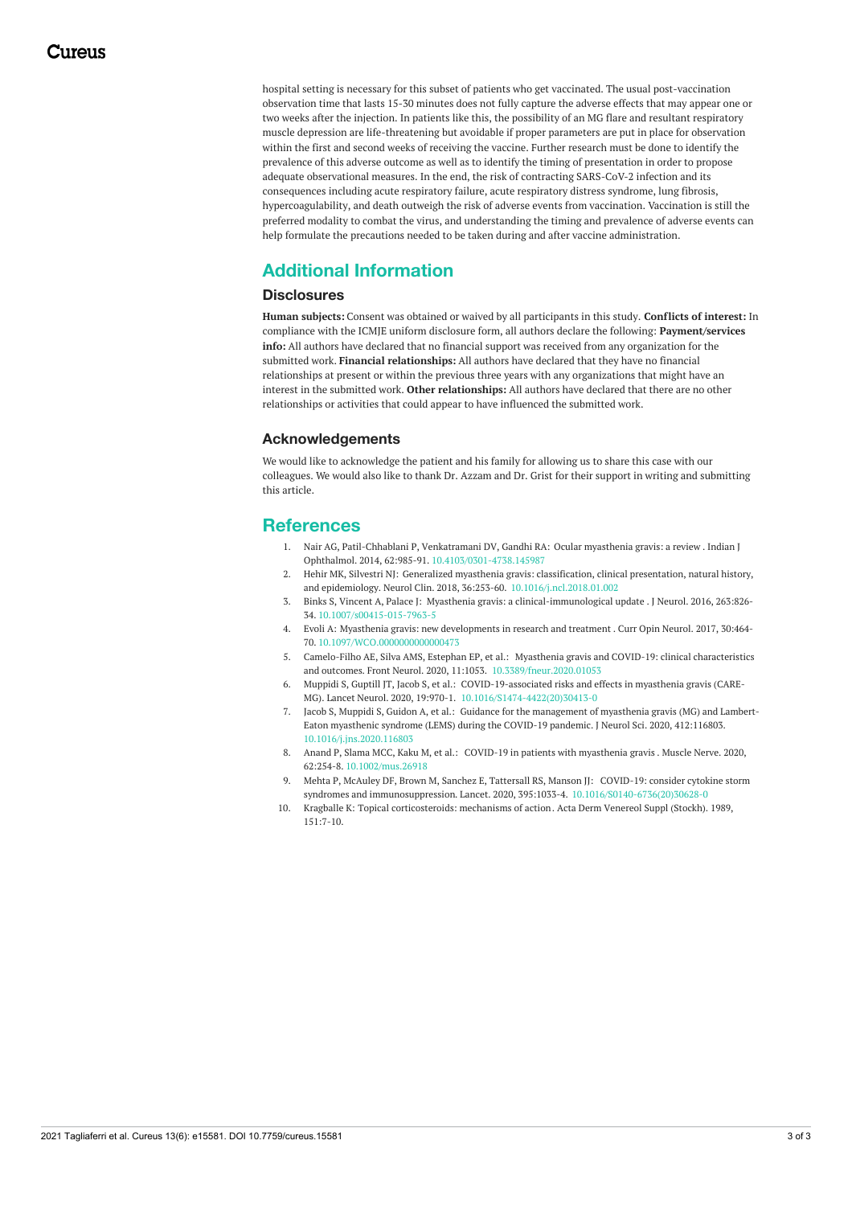hospital setting is necessary for this subset of patients who get vaccinated. The usual post-vaccination observation time that lasts 15-30 minutes does not fully capture the adverse effects that may appear one or two weeks after the injection. In patients like this, the possibility of an MG flare and resultant respiratory muscle depression are life-threatening but avoidable if proper parameters are put in place for observation within the first and second weeks of receiving the vaccine. Further research must be done to identify the prevalence of this adverse outcome as well as to identify the timing of presentation in order to propose adequate observational measures. In the end, the risk of contracting SARS-CoV-2 infection and its consequences including acute respiratory failure, acute respiratory distress syndrome, lung fibrosis, hypercoagulability, and death outweigh the risk of adverse events from vaccination. Vaccination is still the preferred modality to combat the virus, and understanding the timing and prevalence of adverse events can help formulate the precautions needed to be taken during and after vaccine administration.

# Additional Information

## Disclosures

**Human subjects:** Consent was obtained or waived by all participants in this study. **Conflicts of interest:** In compliance with the ICMJE uniform disclosure form, all authors declare the following: **Payment/services info:** All authors have declared that no financial support was received from any organization for the submitted work. **Financial relationships:** All authors have declared that they have no financial relationships at present or within the previous three years with any organizations that might have an interest in the submitted work. **Other relationships:** All authors have declared that there are no other relationships or activities that could appear to have influenced the submitted work.

## Acknowledgements

We would like to acknowledge the patient and his family for allowing us to share this case with our colleagues. We would also like to thank Dr. Azzam and Dr. Grist for their support in writing and submitting this article.

# References

1. Nair AG, Patil-Chhablani P, Venkatramani DV, Gandhi RA: Ocular myasthenia gravis: a review . Indian J Ophthalmol. 2014, 62:985-91. 10.4103/0301-4738.145987
2. Hehir MK, Silvestri NJ: Generalized myasthenia gravis: classification, clinical presentation, natural history, and epidemiology. Neurol Clin. 2018, 36:253-60. 10.1016/j.ncl.2018.01.002
3. Binks S, Vincent A, Palace J: Myasthenia gravis: a clinical-immunological update . J Neurol. 2016, 263:826-34. 10.1007/s00415-015-7963-5
4. Evoli A: Myasthenia gravis: new developments in research and treatment . Curr Opin Neurol. 2017, 30:464-70. 10.1097/WCO.0000000000000473
5. Camelo-Filho AE, Silva AMS, Estephan EP, et al.: Myasthenia gravis and COVID-19: clinical characteristics and outcomes. Front Neurol. 2020, 11:1053. 10.3389/fneur.2020.01053
6. Muppidi S, Guptill JT, Jacob S, et al.: COVID-19-associated risks and effects in myasthenia gravis (CARE-MG). Lancet Neurol. 2020, 19:970-1. 10.1016/S1474-4422(20)30413-0
7. Jacob S, Muppidi S, Guidon A, et al.: Guidance for the management of myasthenia gravis (MG) and Lambert-Eaton myasthenic syndrome (LEMS) during the COVID-19 pandemic. J Neurol Sci. 2020, 412:116803. 10.1016/j.jns.2020.116803
8. Anand P, Slama MCC, Kaku M, et al.: COVID-19 in patients with myasthenia gravis . Muscle Nerve. 2020, 62:254-8. 10.1002/mus.26918
9. Mehta P, McAuley DF, Brown M, Sanchez E, Tattersall RS, Manson JJ: COVID-19: consider cytokine storm syndromes and immunosuppression. Lancet. 2020, 395:1033-4. 10.1016/S0140-6736(20)30628-0
10. Kragballe K: Topical corticosteroids: mechanisms of action . Acta Derm Venereol Suppl (Stockh). 1989, 151:7-10.